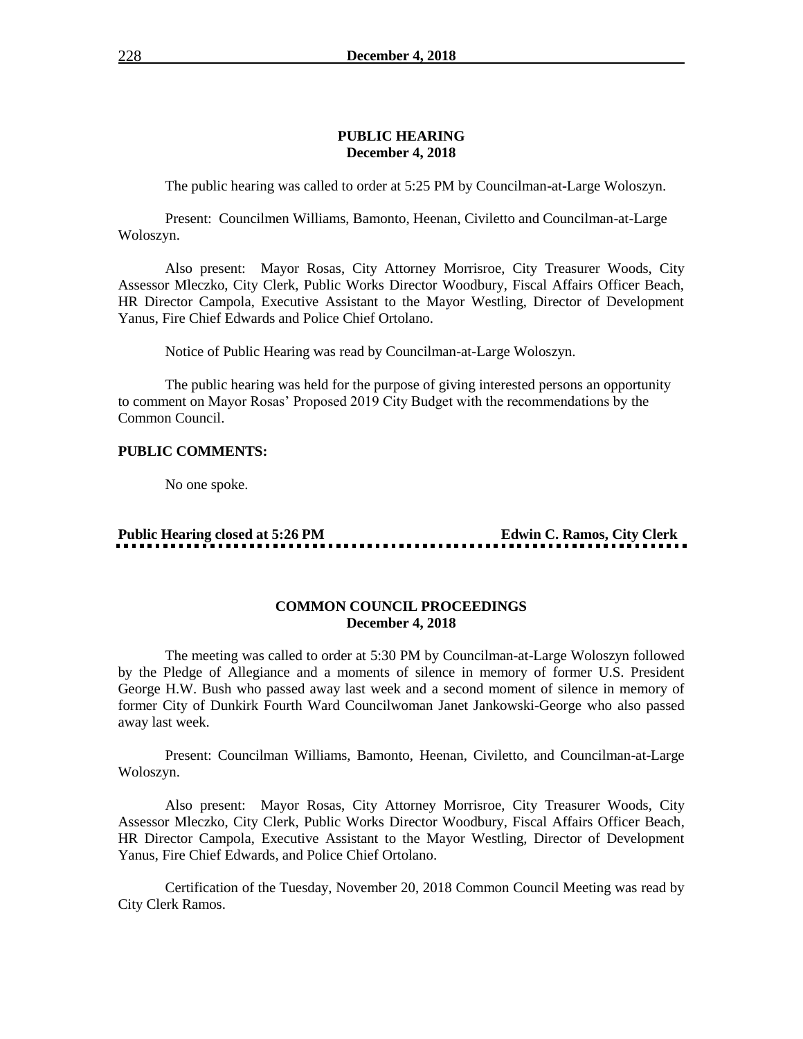## PUBLIC HEARING
**December 4, 2018**

The public hearing was called to order at 5:25 PM by Councilman-at-Large Woloszyn.

Present: Councilmen Williams, Bamonto, Heenan, Civiletto and Councilman-at-Large Woloszyn.

Also present: Mayor Rosas, City Attorney Morrisroe, City Treasurer Woods, City Assessor Mleczko, City Clerk, Public Works Director Woodbury, Fiscal Affairs Officer Beach, HR Director Campola, Executive Assistant to the Mayor Westling, Director of Development Yanus, Fire Chief Edwards and Police Chief Ortolano.

Notice of Public Hearing was read by Councilman-at-Large Woloszyn.

The public hearing was held for the purpose of giving interested persons an opportunity to comment on Mayor Rosas' Proposed 2019 City Budget with the recommendations by the Common Council.

**PUBLIC COMMENTS:**

No one spoke.

**Public Hearing closed at 5:26 PM** **Edwin C. Ramos, City Clerk**

## COMMON COUNCIL PROCEEDINGS
**December 4, 2018**

The meeting was called to order at 5:30 PM by Councilman-at-Large Woloszyn followed by the Pledge of Allegiance and a moments of silence in memory of former U.S. President George H.W. Bush who passed away last week and a second moment of silence in memory of former City of Dunkirk Fourth Ward Councilwoman Janet Jankowski-George who also passed away last week.

Present: Councilman Williams, Bamonto, Heenan, Civiletto, and Councilman-at-Large Woloszyn.

Also present: Mayor Rosas, City Attorney Morrisroe, City Treasurer Woods, City Assessor Mleczko, City Clerk, Public Works Director Woodbury, Fiscal Affairs Officer Beach, HR Director Campola, Executive Assistant to the Mayor Westling, Director of Development Yanus, Fire Chief Edwards, and Police Chief Ortolano.

Certification of the Tuesday, November 20, 2018 Common Council Meeting was read by City Clerk Ramos.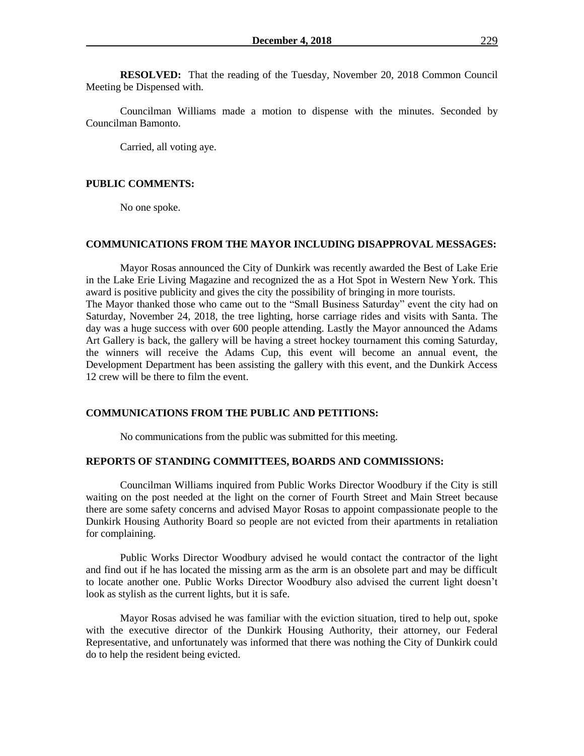**RESOLVED:** That the reading of the Tuesday, November 20, 2018 Common Council Meeting be Dispensed with.

Councilman Williams made a motion to dispense with the minutes. Seconded by Councilman Bamonto.

Carried, all voting aye.

**PUBLIC COMMENTS:**

No one spoke.

**COMMUNICATIONS FROM THE MAYOR INCLUDING DISAPPROVAL MESSAGES:**

Mayor Rosas announced the City of Dunkirk was recently awarded the Best of Lake Erie in the Lake Erie Living Magazine and recognized the as a Hot Spot in Western New York. This award is positive publicity and gives the city the possibility of bringing in more tourists.
The Mayor thanked those who came out to the "Small Business Saturday" event the city had on Saturday, November 24, 2018, the tree lighting, horse carriage rides and visits with Santa. The day was a huge success with over 600 people attending. Lastly the Mayor announced the Adams Art Gallery is back, the gallery will be having a street hockey tournament this coming Saturday, the winners will receive the Adams Cup, this event will become an annual event, the Development Department has been assisting the gallery with this event, and the Dunkirk Access 12 crew will be there to film the event.

**COMMUNICATIONS FROM THE PUBLIC AND PETITIONS:**

No communications from the public was submitted for this meeting.

**REPORTS OF STANDING COMMITTEES, BOARDS AND COMMISSIONS:**

Councilman Williams inquired from Public Works Director Woodbury if the City is still waiting on the post needed at the light on the corner of Fourth Street and Main Street because there are some safety concerns and advised Mayor Rosas to appoint compassionate people to the Dunkirk Housing Authority Board so people are not evicted from their apartments in retaliation for complaining.

Public Works Director Woodbury advised he would contact the contractor of the light and find out if he has located the missing arm as the arm is an obsolete part and may be difficult to locate another one. Public Works Director Woodbury also advised the current light doesn't look as stylish as the current lights, but it is safe.

Mayor Rosas advised he was familiar with the eviction situation, tired to help out, spoke with the executive director of the Dunkirk Housing Authority, their attorney, our Federal Representative, and unfortunately was informed that there was nothing the City of Dunkirk could do to help the resident being evicted.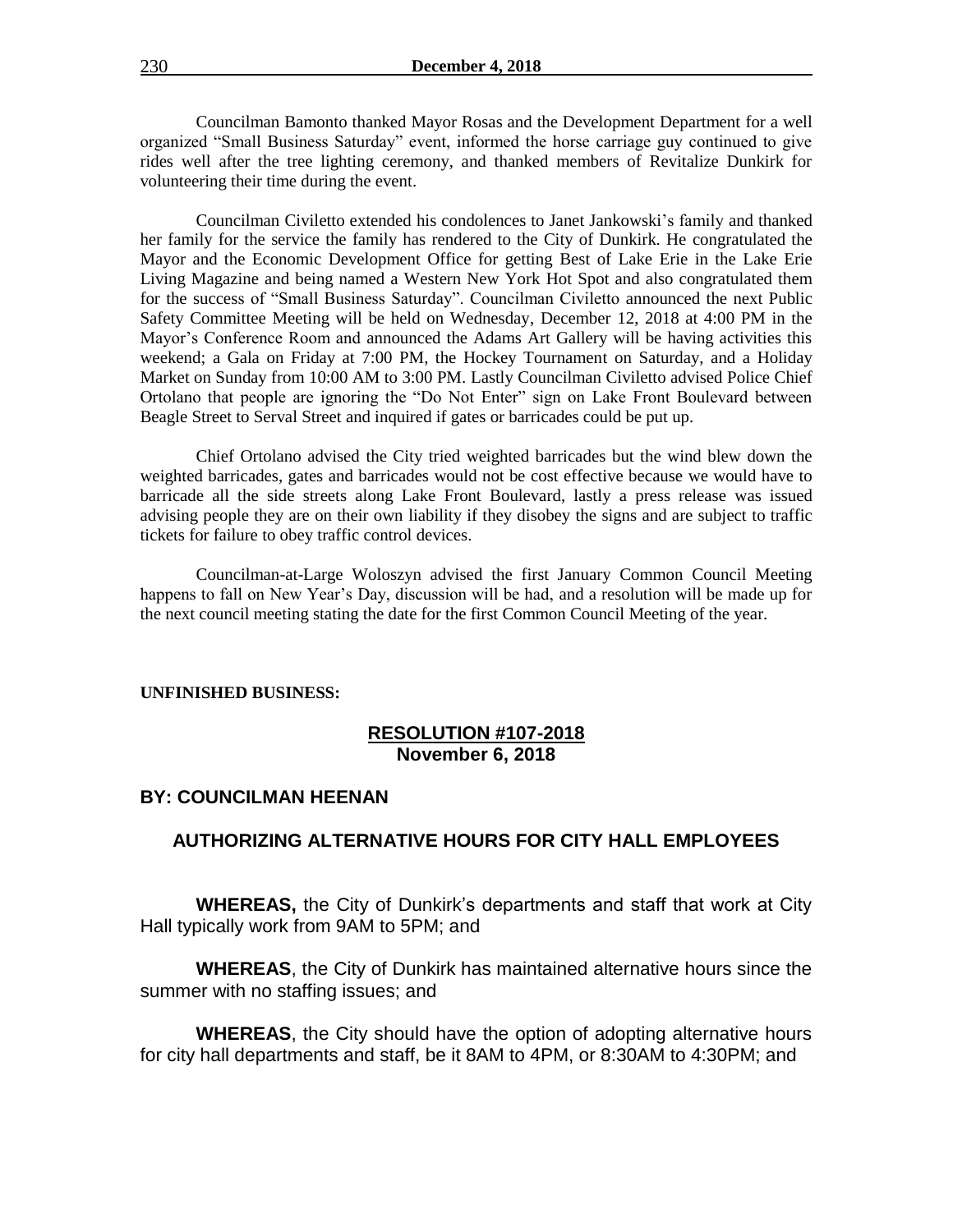Councilman Bamonto thanked Mayor Rosas and the Development Department for a well organized "Small Business Saturday" event, informed the horse carriage guy continued to give rides well after the tree lighting ceremony, and thanked members of Revitalize Dunkirk for volunteering their time during the event.

Councilman Civiletto extended his condolences to Janet Jankowski's family and thanked her family for the service the family has rendered to the City of Dunkirk. He congratulated the Mayor and the Economic Development Office for getting Best of Lake Erie in the Lake Erie Living Magazine and being named a Western New York Hot Spot and also congratulated them for the success of "Small Business Saturday". Councilman Civiletto announced the next Public Safety Committee Meeting will be held on Wednesday, December 12, 2018 at 4:00 PM in the Mayor's Conference Room and announced the Adams Art Gallery will be having activities this weekend; a Gala on Friday at 7:00 PM, the Hockey Tournament on Saturday, and a Holiday Market on Sunday from 10:00 AM to 3:00 PM. Lastly Councilman Civiletto advised Police Chief Ortolano that people are ignoring the "Do Not Enter" sign on Lake Front Boulevard between Beagle Street to Serval Street and inquired if gates or barricades could be put up.

Chief Ortolano advised the City tried weighted barricades but the wind blew down the weighted barricades, gates and barricades would not be cost effective because we would have to barricade all the side streets along Lake Front Boulevard, lastly a press release was issued advising people they are on their own liability if they disobey the signs and are subject to traffic tickets for failure to obey traffic control devices.

Councilman-at-Large Woloszyn advised the first January Common Council Meeting happens to fall on New Year's Day, discussion will be had, and a resolution will be made up for the next council meeting stating the date for the first Common Council Meeting of the year.

**UNFINISHED BUSINESS:**

## RESOLUTION #107-2018
**November 6, 2018**

**BY: COUNCILMAN HEENAN**

### AUTHORIZING ALTERNATIVE HOURS FOR CITY HALL EMPLOYEES

**WHEREAS,** the City of Dunkirk's departments and staff that work at City Hall typically work from 9AM to 5PM; and

**WHEREAS**, the City of Dunkirk has maintained alternative hours since the summer with no staffing issues; and

**WHEREAS**, the City should have the option of adopting alternative hours for city hall departments and staff, be it 8AM to 4PM, or 8:30AM to 4:30PM; and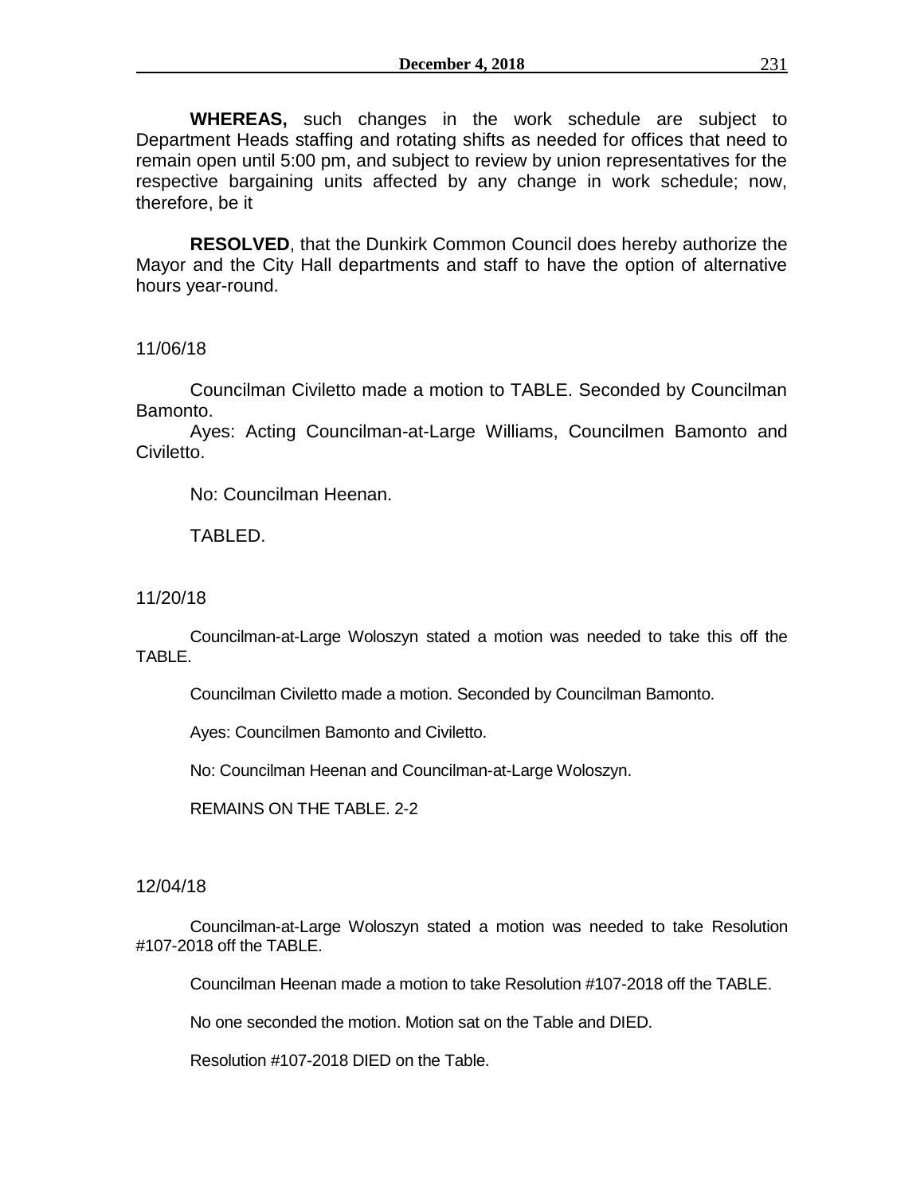**WHEREAS,** such changes in the work schedule are subject to Department Heads staffing and rotating shifts as needed for offices that need to remain open until 5:00 pm, and subject to review by union representatives for the respective bargaining units affected by any change in work schedule; now, therefore, be it

**RESOLVED**, that the Dunkirk Common Council does hereby authorize the Mayor and the City Hall departments and staff to have the option of alternative hours year-round.

11/06/18

Councilman Civiletto made a motion to TABLE. Seconded by Councilman Bamonto.

Ayes: Acting Councilman-at-Large Williams, Councilmen Bamonto and Civiletto.

No: Councilman Heenan.

TABLED.

11/20/18

Councilman-at-Large Woloszyn stated a motion was needed to take this off the TABLE.

Councilman Civiletto made a motion. Seconded by Councilman Bamonto.

Ayes: Councilmen Bamonto and Civiletto.

No: Councilman Heenan and Councilman-at-Large Woloszyn.

REMAINS ON THE TABLE. 2-2

12/04/18

Councilman-at-Large Woloszyn stated a motion was needed to take Resolution #107-2018 off the TABLE.

Councilman Heenan made a motion to take Resolution #107-2018 off the TABLE.

No one seconded the motion. Motion sat on the Table and DIED.

Resolution #107-2018 DIED on the Table.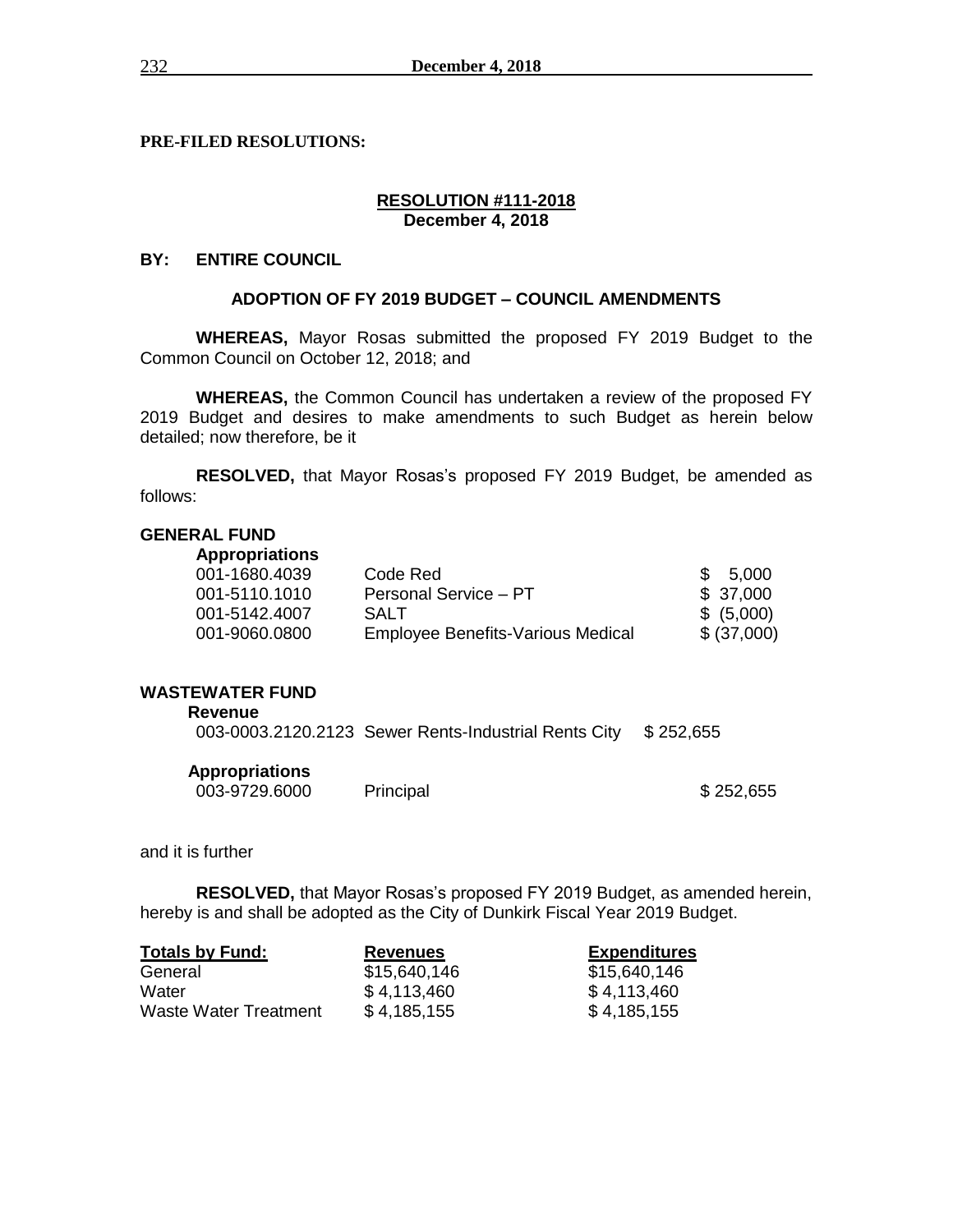**PRE-FILED RESOLUTIONS:**

**RESOLUTION #111-2018**
**December 4, 2018**

**BY: ENTIRE COUNCIL**

**ADOPTION OF FY 2019 BUDGET – COUNCIL AMENDMENTS**

**WHEREAS,** Mayor Rosas submitted the proposed FY 2019 Budget to the Common Council on October 12, 2018; and

**WHEREAS,** the Common Council has undertaken a review of the proposed FY 2019 Budget and desires to make amendments to such Budget as herein below detailed; now therefore, be it

**RESOLVED,** that Mayor Rosas's proposed FY 2019 Budget, be amended as follows:

**GENERAL FUND**

**Appropriations**

| | | |
|---|---|---|
| 001-1680.4039 | Code Red | $ 5,000 |
| 001-5110.1010 | Personal Service – PT | $ 37,000 |
| 001-5142.4007 | SALT | $ (5,000) |
| 001-9060.0800 | Employee Benefits-Various Medical | $ (37,000) |

**WASTEWATER FUND**

**Revenue**

| | | |
|---|---|---|
| 003-0003.2120.2123 | Sewer Rents-Industrial Rents City | $ 252,655 |

**Appropriations**

| | | |
|---|---|---|
| 003-9729.6000 | Principal | $ 252,655 |

and it is further

**RESOLVED,** that Mayor Rosas's proposed FY 2019 Budget, as amended herein, hereby is and shall be adopted as the City of Dunkirk Fiscal Year 2019 Budget.

| Totals by Fund: | Revenues | Expenditures |
|---|---|---|
| General | $15,640,146 | $15,640,146 |
| Water | $ 4,113,460 | $ 4,113,460 |
| Waste Water Treatment | $ 4,185,155 | $ 4,185,155 |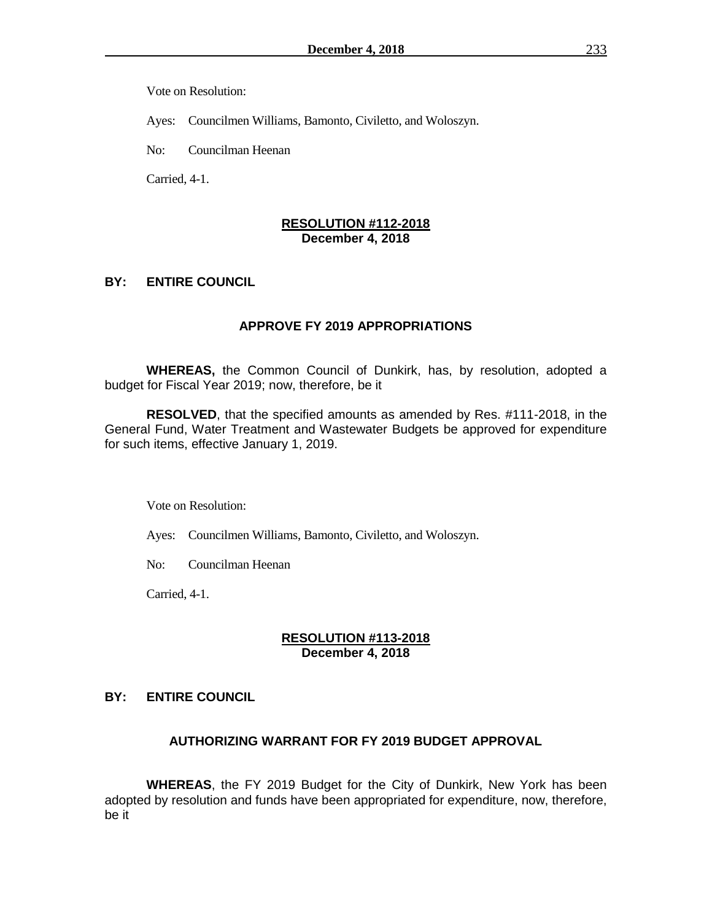Vote on Resolution:

Ayes: Councilmen Williams, Bamonto, Civiletto, and Woloszyn.

No: Councilman Heenan

Carried, 4-1.

**RESOLUTION #112-2018**
**December 4, 2018**

**BY: ENTIRE COUNCIL**

**APPROVE FY 2019 APPROPRIATIONS**

**WHEREAS,** the Common Council of Dunkirk, has, by resolution, adopted a budget for Fiscal Year 2019; now, therefore, be it

**RESOLVED**, that the specified amounts as amended by Res. #111-2018, in the General Fund, Water Treatment and Wastewater Budgets be approved for expenditure for such items, effective January 1, 2019.

Vote on Resolution:

Ayes: Councilmen Williams, Bamonto, Civiletto, and Woloszyn.

No: Councilman Heenan

Carried, 4-1.

**RESOLUTION #113-2018**
**December 4, 2018**

**BY: ENTIRE COUNCIL**

**AUTHORIZING WARRANT FOR FY 2019 BUDGET APPROVAL**

**WHEREAS**, the FY 2019 Budget for the City of Dunkirk, New York has been adopted by resolution and funds have been appropriated for expenditure, now, therefore, be it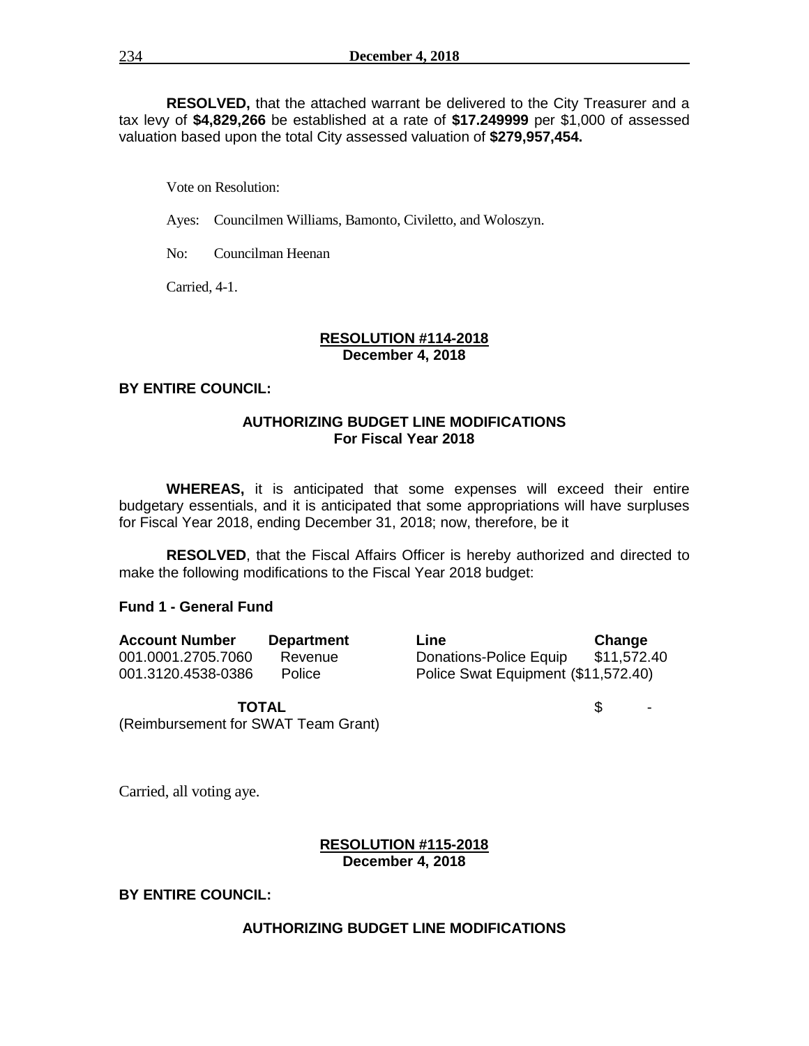**RESOLVED,** that the attached warrant be delivered to the City Treasurer and a tax levy of **$4,829,266** be established at a rate of **$17.249999** per $1,000 of assessed valuation based upon the total City assessed valuation of **$279,957,454.**

Vote on Resolution:

Ayes: Councilmen Williams, Bamonto, Civiletto, and Woloszyn.

No: Councilman Heenan

Carried, 4-1.

**RESOLUTION #114-2018**
**December 4, 2018**

**BY ENTIRE COUNCIL:**

**AUTHORIZING BUDGET LINE MODIFICATIONS**
**For Fiscal Year 2018**

**WHEREAS,** it is anticipated that some expenses will exceed their entire budgetary essentials, and it is anticipated that some appropriations will have surpluses for Fiscal Year 2018, ending December 31, 2018; now, therefore, be it

**RESOLVED**, that the Fiscal Affairs Officer is hereby authorized and directed to make the following modifications to the Fiscal Year 2018 budget:

**Fund 1 - General Fund**

| Account Number | Department | Line | Change |
|---|---|---|---|
| 001.0001.2705.7060 | Revenue | Donations-Police Equip | $11,572.40 |
| 001.3120.4538-0386 | Police | Police Swat Equipment | ($11,572.40) |
| **TOTAL** | | | $ - |

(Reimbursement for SWAT Team Grant)

Carried, all voting aye.

**RESOLUTION #115-2018**
**December 4, 2018**

**BY ENTIRE COUNCIL:**

**AUTHORIZING BUDGET LINE MODIFICATIONS**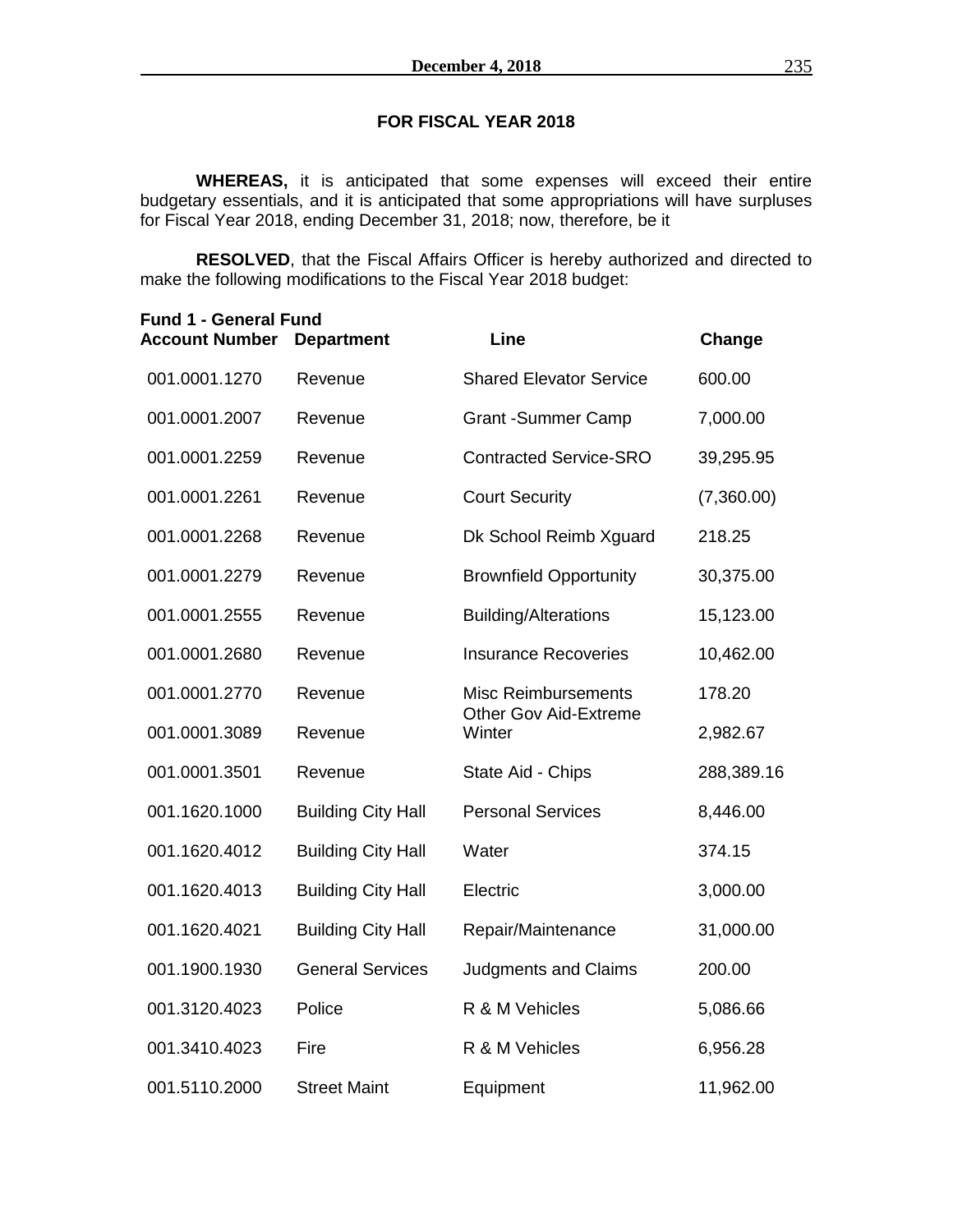## FOR FISCAL YEAR 2018

**WHEREAS,** it is anticipated that some expenses will exceed their entire budgetary essentials, and it is anticipated that some appropriations will have surpluses for Fiscal Year 2018, ending December 31, 2018; now, therefore, be it

**RESOLVED**, that the Fiscal Affairs Officer is hereby authorized and directed to make the following modifications to the Fiscal Year 2018 budget:

**Fund 1 - General Fund**

| Account Number | Department | Line | Change |
|---|---|---|---|
| 001.0001.1270 | Revenue | Shared Elevator Service | 600.00 |
| 001.0001.2007 | Revenue | Grant -Summer Camp | 7,000.00 |
| 001.0001.2259 | Revenue | Contracted Service-SRO | 39,295.95 |
| 001.0001.2261 | Revenue | Court Security | (7,360.00) |
| 001.0001.2268 | Revenue | Dk School Reimb Xguard | 218.25 |
| 001.0001.2279 | Revenue | Brownfield Opportunity | 30,375.00 |
| 001.0001.2555 | Revenue | Building/Alterations | 15,123.00 |
| 001.0001.2680 | Revenue | Insurance Recoveries | 10,462.00 |
| 001.0001.2770 | Revenue | Misc Reimbursements | 178.20 |
| 001.0001.3089 | Revenue | Other Gov Aid-Extreme Winter | 2,982.67 |
| 001.0001.3501 | Revenue | State Aid - Chips | 288,389.16 |
| 001.1620.1000 | Building City Hall | Personal Services | 8,446.00 |
| 001.1620.4012 | Building City Hall | Water | 374.15 |
| 001.1620.4013 | Building City Hall | Electric | 3,000.00 |
| 001.1620.4021 | Building City Hall | Repair/Maintenance | 31,000.00 |
| 001.1900.1930 | General Services | Judgments and Claims | 200.00 |
| 001.3120.4023 | Police | R & M Vehicles | 5,086.66 |
| 001.3410.4023 | Fire | R & M Vehicles | 6,956.28 |
| 001.5110.2000 | Street Maint | Equipment | 11,962.00 |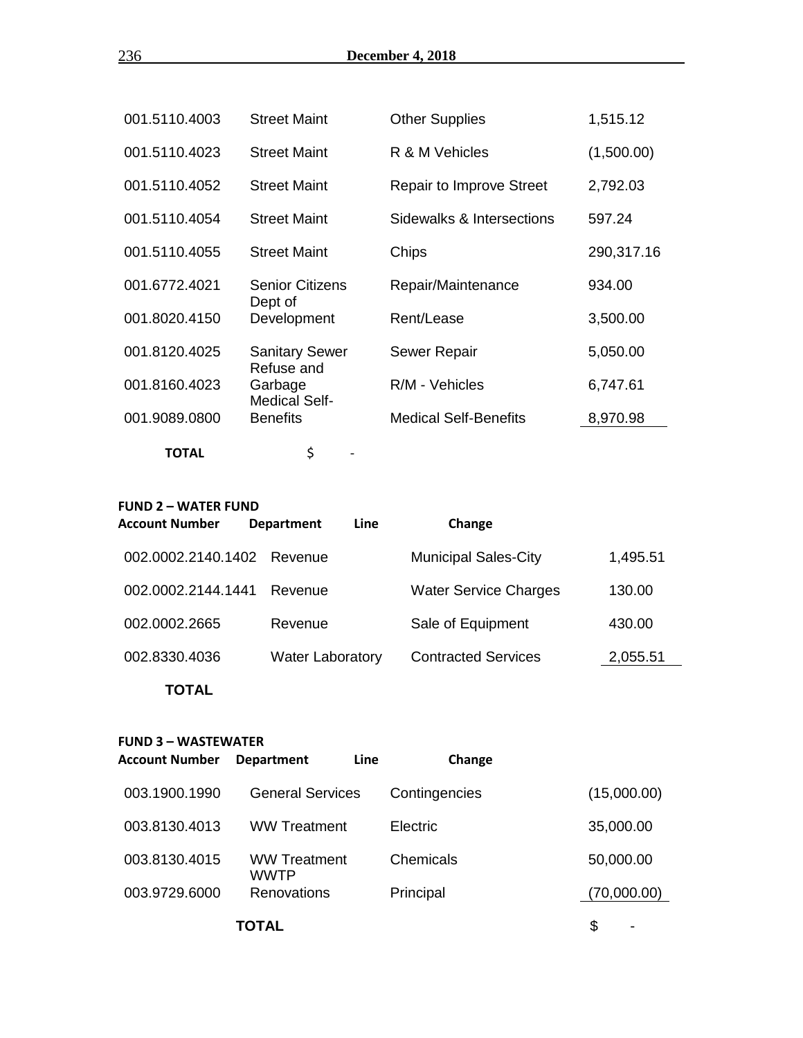| | | | |
|---|---|---|---|
| 001.5110.4003 | Street Maint | Other Supplies | 1,515.12 |
| 001.5110.4023 | Street Maint | R & M Vehicles | (1,500.00) |
| 001.5110.4052 | Street Maint | Repair to Improve Street | 2,792.03 |
| 001.5110.4054 | Street Maint | Sidewalks & Intersections | 597.24 |
| 001.5110.4055 | Street Maint | Chips | 290,317.16 |
| 001.6772.4021 | Senior Citizens | Repair/Maintenance | 934.00 |
| 001.8020.4150 | Dept of Development | Rent/Lease | 3,500.00 |
| 001.8120.4025 | Sanitary Sewer | Sewer Repair | 5,050.00 |
| 001.8160.4023 | Refuse and Garbage | R/M - Vehicles | 6,747.61 |
| 001.9089.0800 | Medical Self-Benefits | Medical Self-Benefits | 8,970.98 |
| **TOTAL** | $ - | | |

**FUND 2 – WATER FUND**

| Account Number | Department | Line | Change |
|---|---|---|---|
| 002.0002.2140.1402 | Revenue | Municipal Sales-City | 1,495.51 |
| 002.0002.2144.1441 | Revenue | Water Service Charges | 130.00 |
| 002.0002.2665 | Revenue | Sale of Equipment | 430.00 |
| 002.8330.4036 | Water Laboratory | Contracted Services | 2,055.51 |
| **TOTAL** | | | |

**FUND 3 – WASTEWATER**

| Account Number | Department | Line | Change |
|---|---|---|---|
| 003.1900.1990 | General Services | Contingencies | (15,000.00) |
| 003.8130.4013 | WW Treatment | Electric | 35,000.00 |
| 003.8130.4015 | WW Treatment | Chemicals | 50,000.00 |
| 003.9729.6000 | WWTP Renovations | Principal | (70,000.00) |
| | **TOTAL** | | $ - |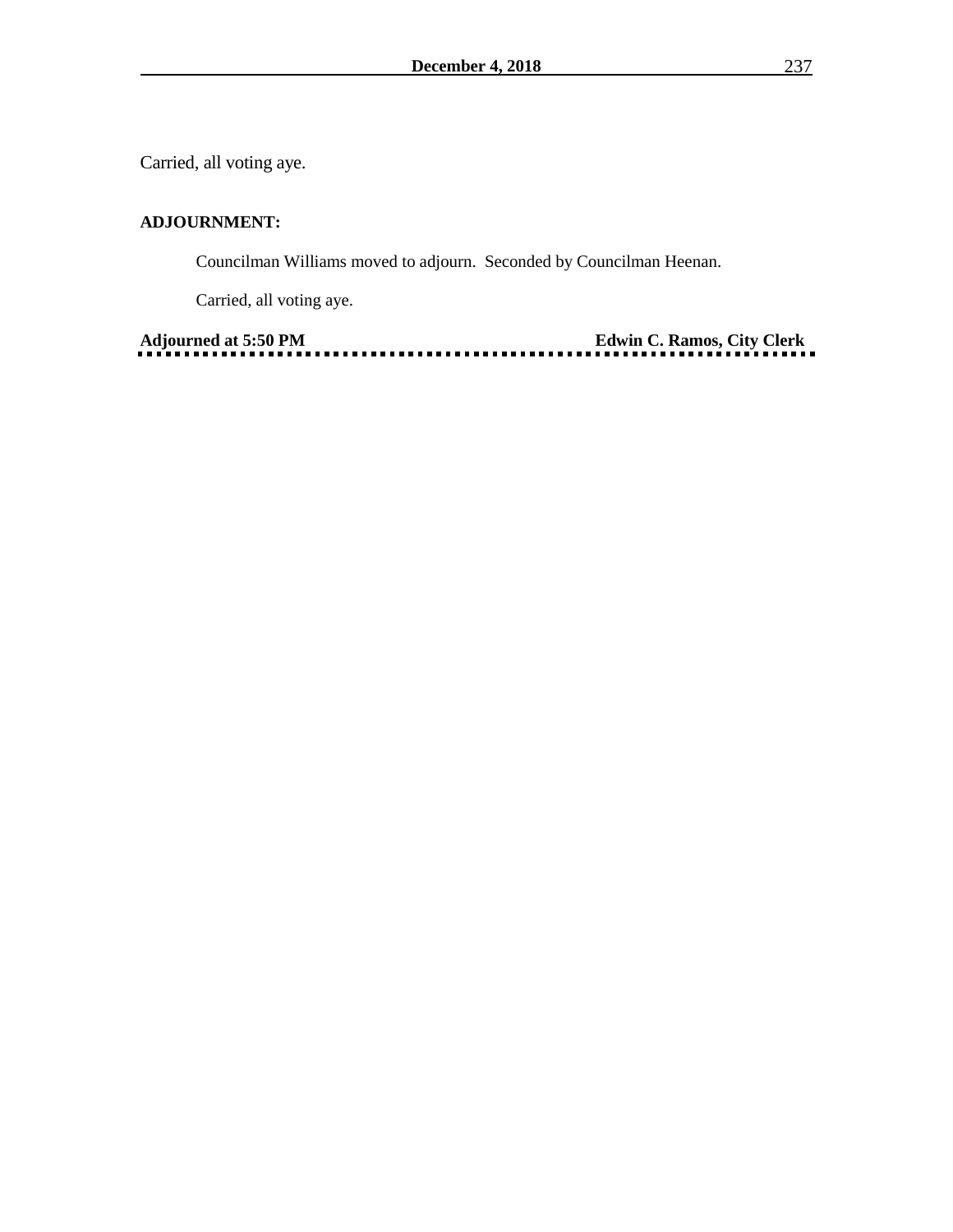Carried, all voting aye.

**ADJOURNMENT:**

Councilman Williams moved to adjourn. Seconded by Councilman Heenan.

Carried, all voting aye.

**Adjourned at 5:50 PM** **Edwin C. Ramos, City Clerk**